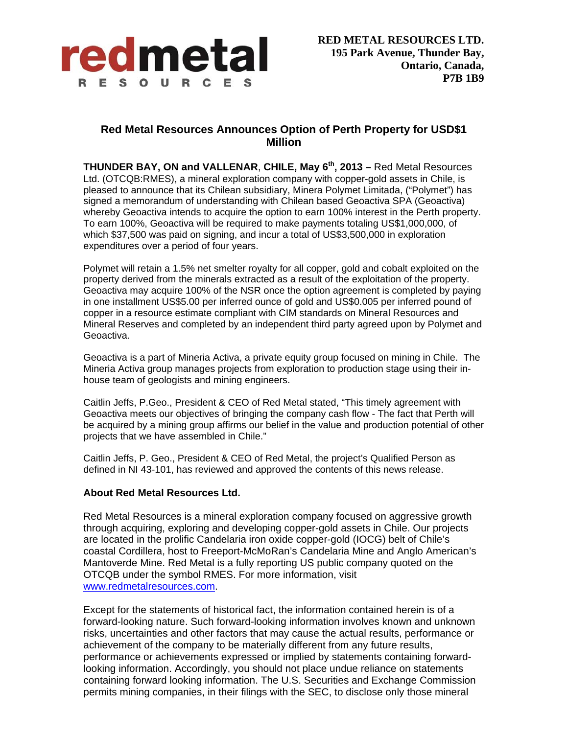**redmetal**
**RESOURCES**

**RED METAL RESOURCES LTD.**
**195 Park Avenue, Thunder Bay,**
**Ontario, Canada,**
**P7B 1B9**

## Red Metal Resources Announces Option of Perth Property for USD$1 Million

**THUNDER BAY, ON and VALLENAR, CHILE, May 6th, 2013 –** Red Metal Resources Ltd. (OTCQB:RMES), a mineral exploration company with copper-gold assets in Chile, is pleased to announce that its Chilean subsidiary, Minera Polymet Limitada, ("Polymet") has signed a memorandum of understanding with Chilean based Geoactiva SPA (Geoactiva) whereby Geoactiva intends to acquire the option to earn 100% interest in the Perth property. To earn 100%, Geoactiva will be required to make payments totaling US$1,000,000, of which $37,500 was paid on signing, and incur a total of US$3,500,000 in exploration expenditures over a period of four years.

Polymet will retain a 1.5% net smelter royalty for all copper, gold and cobalt exploited on the property derived from the minerals extracted as a result of the exploitation of the property. Geoactiva may acquire 100% of the NSR once the option agreement is completed by paying in one installment US$5.00 per inferred ounce of gold and US$0.005 per inferred pound of copper in a resource estimate compliant with CIM standards on Mineral Resources and Mineral Reserves and completed by an independent third party agreed upon by Polymet and Geoactiva.

Geoactiva is a part of Mineria Activa, a private equity group focused on mining in Chile. The Mineria Activa group manages projects from exploration to production stage using their in-house team of geologists and mining engineers.

Caitlin Jeffs, P.Geo., President & CEO of Red Metal stated, "This timely agreement with Geoactiva meets our objectives of bringing the company cash flow - The fact that Perth will be acquired by a mining group affirms our belief in the value and production potential of other projects that we have assembled in Chile."

Caitlin Jeffs, P. Geo., President & CEO of Red Metal, the project's Qualified Person as defined in NI 43-101, has reviewed and approved the contents of this news release.

### About Red Metal Resources Ltd.

Red Metal Resources is a mineral exploration company focused on aggressive growth through acquiring, exploring and developing copper-gold assets in Chile. Our projects are located in the prolific Candelaria iron oxide copper-gold (IOCG) belt of Chile's coastal Cordillera, host to Freeport-McMoRan's Candelaria Mine and Anglo American's Mantoverde Mine. Red Metal is a fully reporting US public company quoted on the OTCQB under the symbol RMES. For more information, visit www.redmetalresources.com.

Except for the statements of historical fact, the information contained herein is of a forward-looking nature. Such forward-looking information involves known and unknown risks, uncertainties and other factors that may cause the actual results, performance or achievement of the company to be materially different from any future results, performance or achievements expressed or implied by statements containing forward-looking information. Accordingly, you should not place undue reliance on statements containing forward looking information. The U.S. Securities and Exchange Commission permits mining companies, in their filings with the SEC, to disclose only those mineral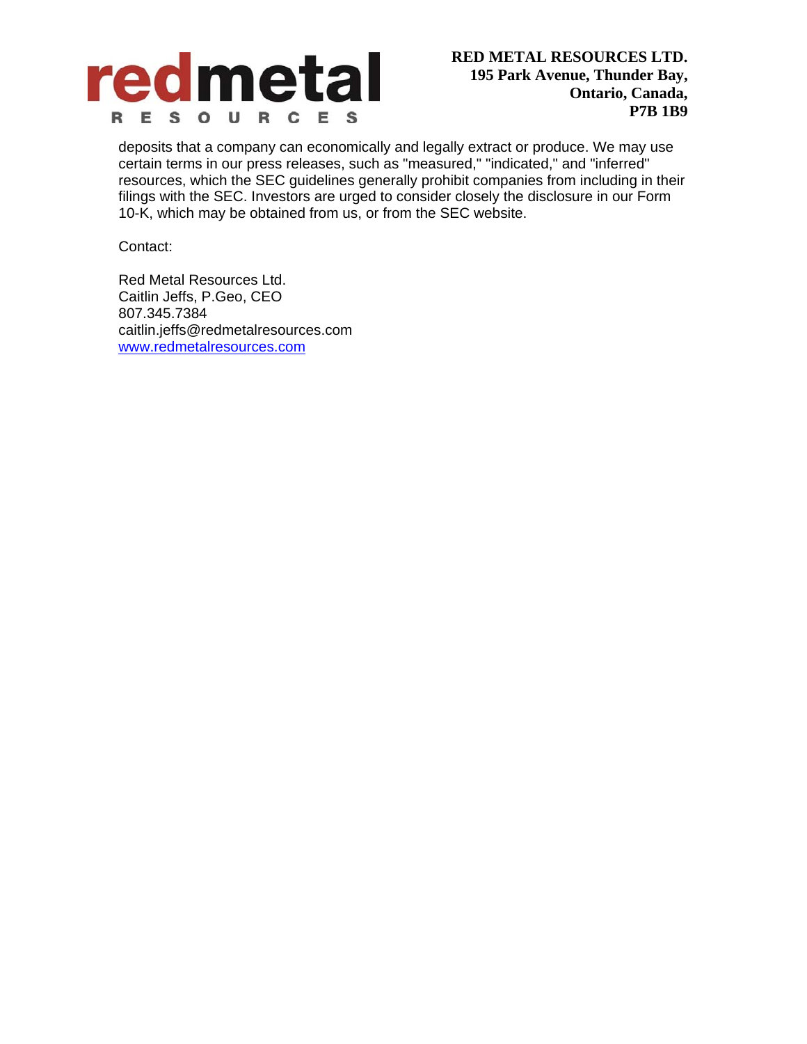deposits that a company can economically and legally extract or produce. We may use certain terms in our press releases, such as "measured," "indicated," and "inferred" resources, which the SEC guidelines generally prohibit companies from including in their filings with the SEC. Investors are urged to consider closely the disclosure in our Form 10-K, which may be obtained from us, or from the SEC website.

Contact:

Red Metal Resources Ltd.  
Caitlin Jeffs, P.Geo, CEO  
807.345.7384  
caitlin.jeffs@redmetalresources.com  
www.redmetalresources.com